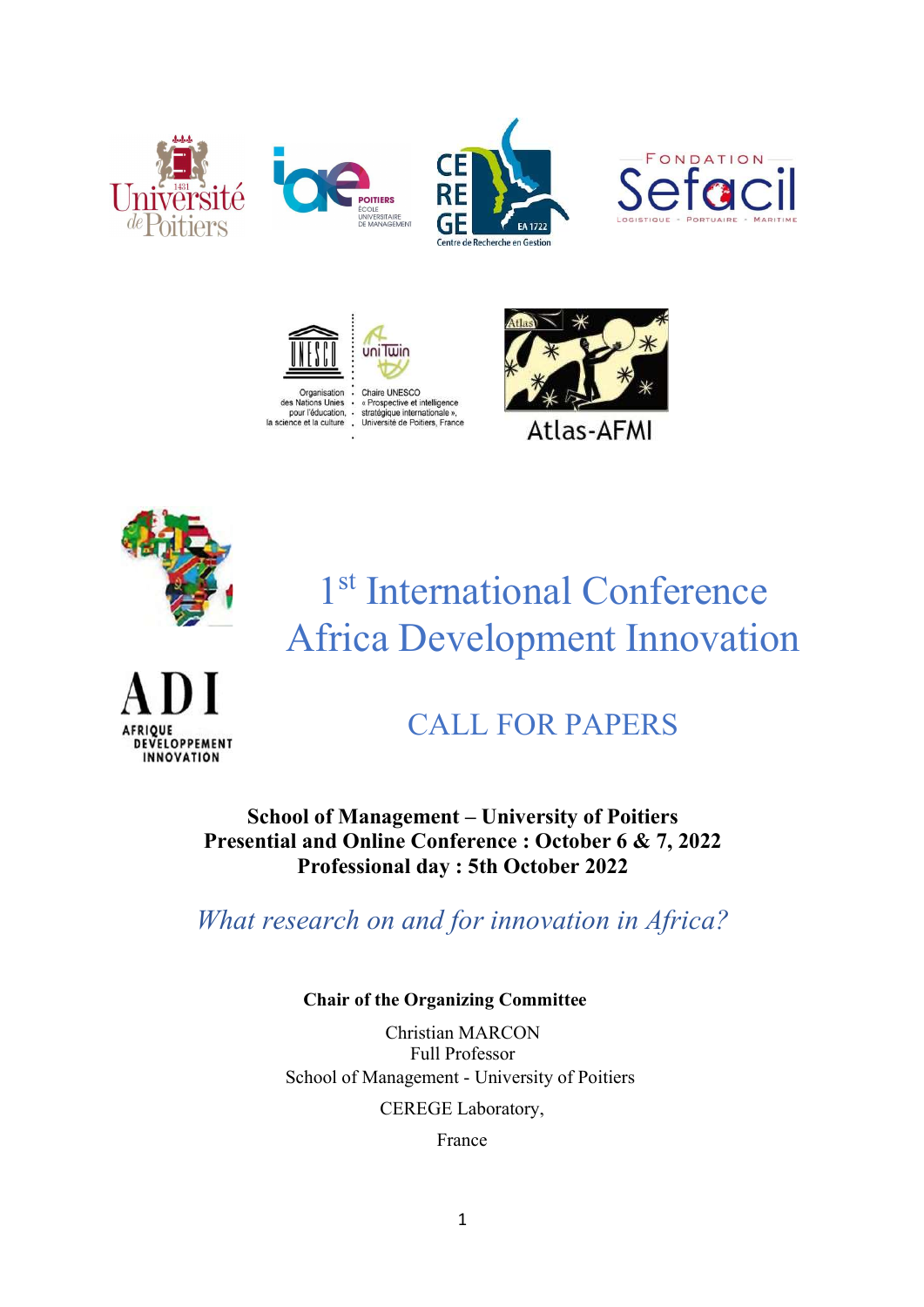# 1st International Conference Africa Development Innovation

## CALL FOR PAPERS

**School of Management – University of Poitiers**
**Presential and Online Conference : October 6 & 7, 2022**
**Professional day : 5th October 2022**

*What research on and for innovation in Africa?*

**Chair of the Organizing Committee**

Christian MARCON
Full Professor
School of Management - University of Poitiers

CEREGE Laboratory,

France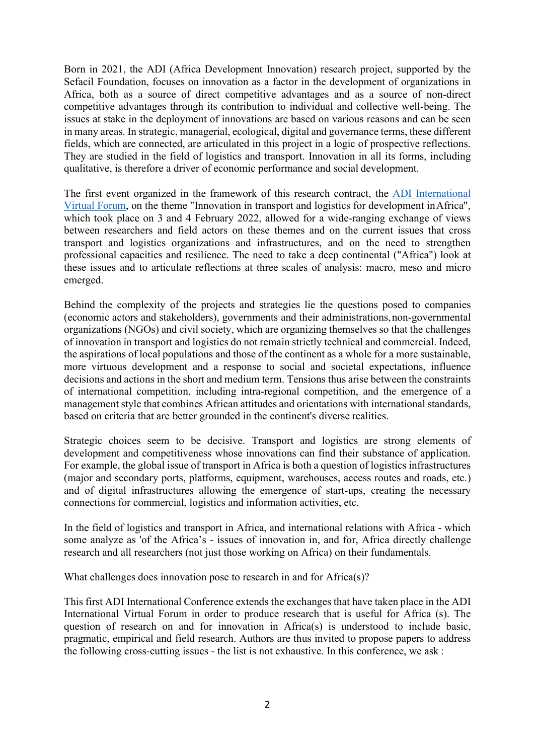Born in 2021, the ADI (Africa Development Innovation) research project, supported by the Sefacil Foundation, focuses on innovation as a factor in the development of organizations in Africa, both as a source of direct competitive advantages and as a source of non-direct competitive advantages through its contribution to individual and collective well-being. The issues at stake in the deployment of innovations are based on various reasons and can be seen in many areas. In strategic, managerial, ecological, digital and governance terms, these different fields, which are connected, are articulated in this project in a logic of prospective reflections. They are studied in the field of logistics and transport. Innovation in all its forms, including qualitative, is therefore a driver of economic performance and social development.

The first event organized in the framework of this research contract, the ADI International Virtual Forum, on the theme "Innovation in transport and logistics for development in Africa", which took place on 3 and 4 February 2022, allowed for a wide-ranging exchange of views between researchers and field actors on these themes and on the current issues that cross transport and logistics organizations and infrastructures, and on the need to strengthen professional capacities and resilience. The need to take a deep continental ("Africa") look at these issues and to articulate reflections at three scales of analysis: macro, meso and micro emerged.

Behind the complexity of the projects and strategies lie the questions posed to companies (economic actors and stakeholders), governments and their administrations, non-governmental organizations (NGOs) and civil society, which are organizing themselves so that the challenges of innovation in transport and logistics do not remain strictly technical and commercial. Indeed, the aspirations of local populations and those of the continent as a whole for a more sustainable, more virtuous development and a response to social and societal expectations, influence decisions and actions in the short and medium term. Tensions thus arise between the constraints of international competition, including intra-regional competition, and the emergence of a management style that combines African attitudes and orientations with international standards, based on criteria that are better grounded in the continent's diverse realities.

Strategic choices seem to be decisive. Transport and logistics are strong elements of development and competitiveness whose innovations can find their substance of application. For example, the global issue of transport in Africa is both a question of logistics infrastructures (major and secondary ports, platforms, equipment, warehouses, access routes and roads, etc.) and of digital infrastructures allowing the emergence of start-ups, creating the necessary connections for commercial, logistics and information activities, etc.

In the field of logistics and transport in Africa, and international relations with Africa - which some analyze as 'of the Africa's - issues of innovation in, and for, Africa directly challenge research and all researchers (not just those working on Africa) on their fundamentals.

What challenges does innovation pose to research in and for Africa(s)?

This first ADI International Conference extends the exchanges that have taken place in the ADI International Virtual Forum in order to produce research that is useful for Africa (s). The question of research on and for innovation in Africa(s) is understood to include basic, pragmatic, empirical and field research. Authors are thus invited to propose papers to address the following cross-cutting issues - the list is not exhaustive. In this conference, we ask :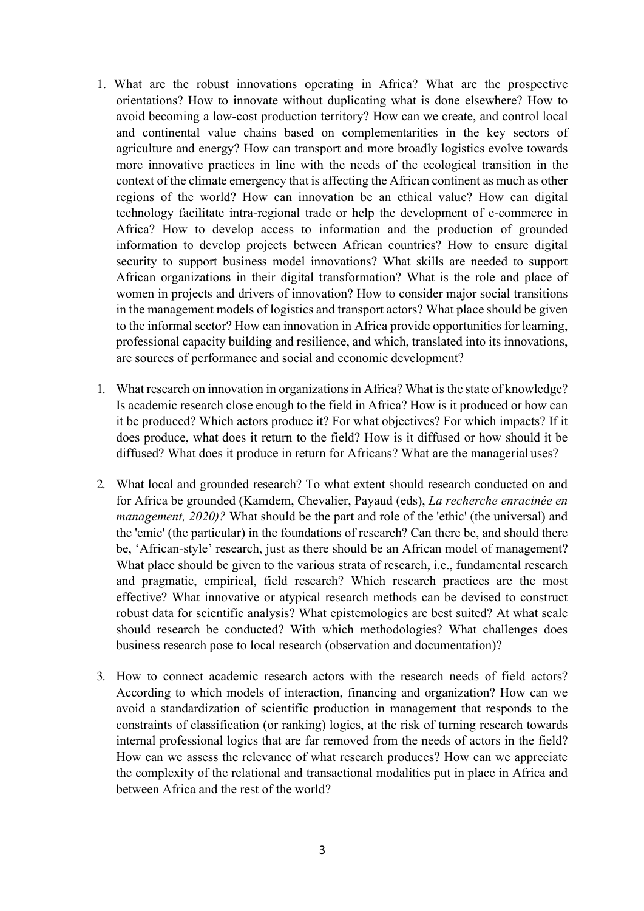1. What are the robust innovations operating in Africa? What are the prospective orientations? How to innovate without duplicating what is done elsewhere? How to avoid becoming a low-cost production territory? How can we create, and control local and continental value chains based on complementarities in the key sectors of agriculture and energy? How can transport and more broadly logistics evolve towards more innovative practices in line with the needs of the ecological transition in the context of the climate emergency that is affecting the African continent as much as other regions of the world? How can innovation be an ethical value? How can digital technology facilitate intra-regional trade or help the development of e-commerce in Africa? How to develop access to information and the production of grounded information to develop projects between African countries? How to ensure digital security to support business model innovations? What skills are needed to support African organizations in their digital transformation? What is the role and place of women in projects and drivers of innovation? How to consider major social transitions in the management models of logistics and transport actors? What place should be given to the informal sector? How can innovation in Africa provide opportunities for learning, professional capacity building and resilience, and which, translated into its innovations, are sources of performance and social and economic development?

1. What research on innovation in organizations in Africa? What is the state of knowledge? Is academic research close enough to the field in Africa? How is it produced or how can it be produced? Which actors produce it? For what objectives? For which impacts? If it does produce, what does it return to the field? How is it diffused or how should it be diffused? What does it produce in return for Africans? What are the managerial uses?

2. What local and grounded research? To what extent should research conducted on and for Africa be grounded (Kamdem, Chevalier, Payaud (eds), *La recherche enracinée en management, 2020)?* What should be the part and role of the 'ethic' (the universal) and the 'emic' (the particular) in the foundations of research? Can there be, and should there be, 'African-style' research, just as there should be an African model of management? What place should be given to the various strata of research, i.e., fundamental research and pragmatic, empirical, field research? Which research practices are the most effective? What innovative or atypical research methods can be devised to construct robust data for scientific analysis? What epistemologies are best suited? At what scale should research be conducted? With which methodologies? What challenges does business research pose to local research (observation and documentation)?

3. How to connect academic research actors with the research needs of field actors? According to which models of interaction, financing and organization? How can we avoid a standardization of scientific production in management that responds to the constraints of classification (or ranking) logics, at the risk of turning research towards internal professional logics that are far removed from the needs of actors in the field? How can we assess the relevance of what research produces? How can we appreciate the complexity of the relational and transactional modalities put in place in Africa and between Africa and the rest of the world?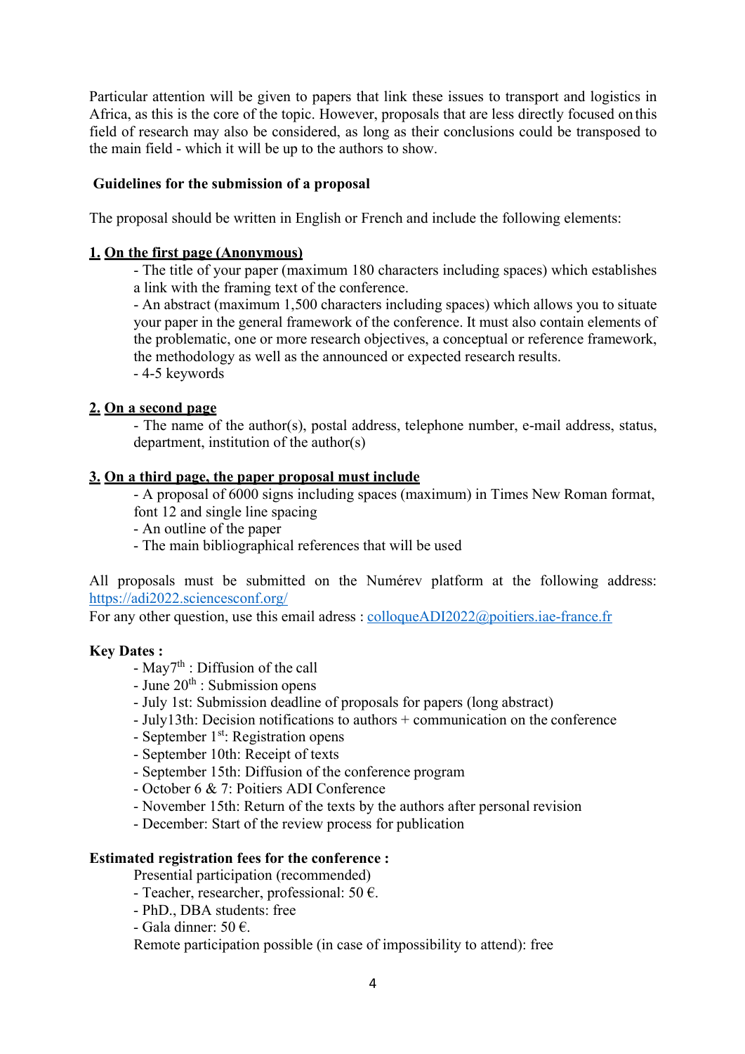Particular attention will be given to papers that link these issues to transport and logistics in Africa, as this is the core of the topic. However, proposals that are less directly focused on this field of research may also be considered, as long as their conclusions could be transposed to the main field - which it will be up to the authors to show.

**Guidelines for the submission of a proposal**

The proposal should be written in English or French and include the following elements:

**1. On the first page (Anonymous)**

- The title of your paper (maximum 180 characters including spaces) which establishes a link with the framing text of the conference.
- An abstract (maximum 1,500 characters including spaces) which allows you to situate your paper in the general framework of the conference. It must also contain elements of the problematic, one or more research objectives, a conceptual or reference framework, the methodology as well as the announced or expected research results.
- 4-5 keywords

**2. On a second page**

- The name of the author(s), postal address, telephone number, e-mail address, status, department, institution of the author(s)

**3. On a third page, the paper proposal must include**

- A proposal of 6000 signs including spaces (maximum) in Times New Roman format, font 12 and single line spacing
- An outline of the paper
- The main bibliographical references that will be used

All proposals must be submitted on the Numérev platform at the following address: https://adi2022.sciencesconf.org/
For any other question, use this email adress : colloqueADI2022@poitiers.iae-france.fr

**Key Dates :**

- May7th : Diffusion of the call
- June 20th : Submission opens
- July 1st: Submission deadline of proposals for papers (long abstract)
- July13th: Decision notifications to authors + communication on the conference
- September 1st: Registration opens
- September 10th: Receipt of texts
- September 15th: Diffusion of the conference program
- October 6 & 7: Poitiers ADI Conference
- November 15th: Return of the texts by the authors after personal revision
- December: Start of the review process for publication

**Estimated registration fees for the conference :**

Presential participation (recommended)

- Teacher, researcher, professional: 50 €.
- PhD., DBA students: free
- Gala dinner: 50 €.

Remote participation possible (in case of impossibility to attend): free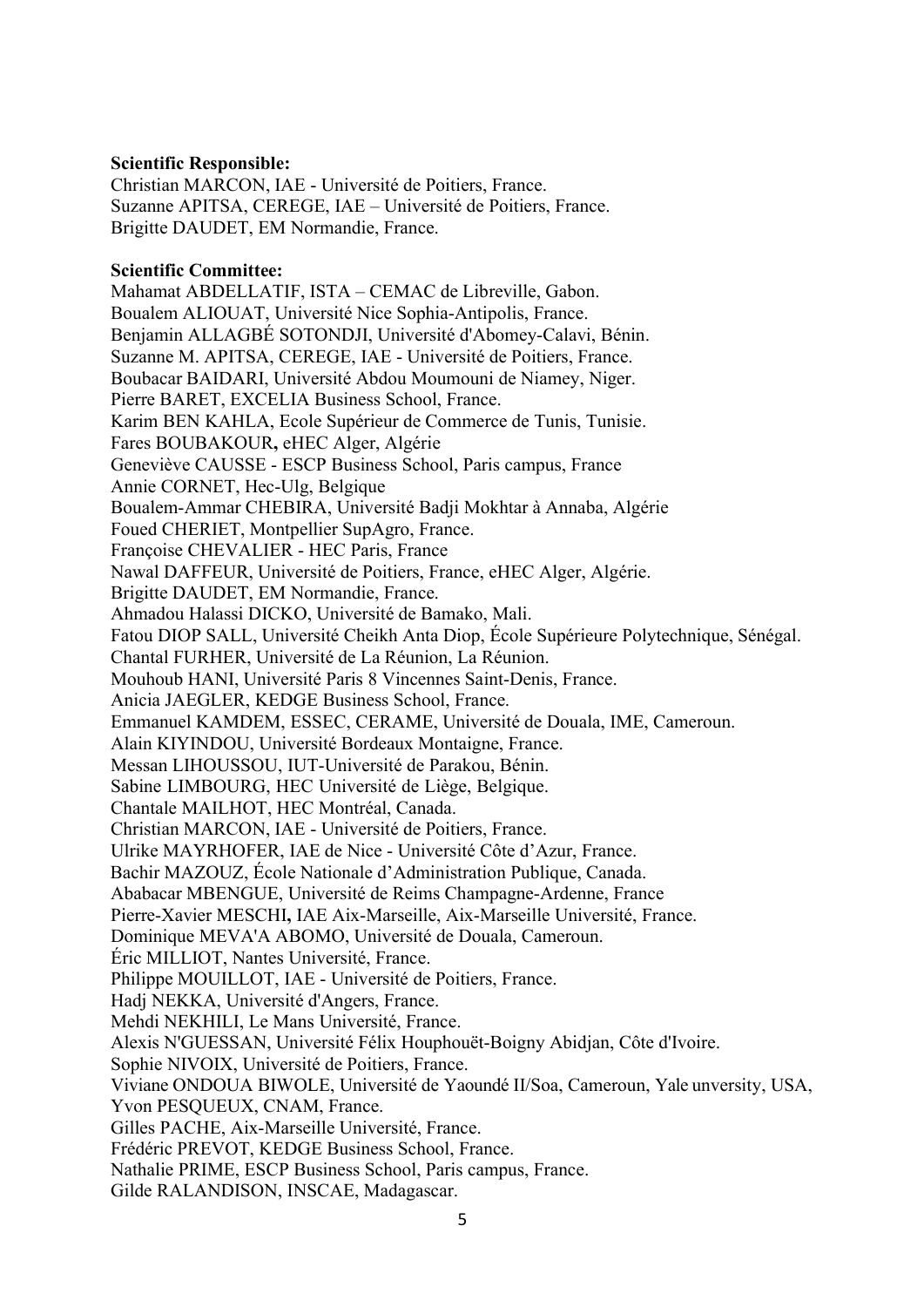**Scientific Responsible:**

Christian MARCON, IAE - Université de Poitiers, France.
Suzanne APITSA, CEREGE, IAE – Université de Poitiers, France.
Brigitte DAUDET, EM Normandie, France.

**Scientific Committee:**

Mahamat ABDELLATIF, ISTA – CEMAC de Libreville, Gabon.
Boualem ALIOUAT, Université Nice Sophia-Antipolis, France.
Benjamin ALLAGBÉ SOTONDJI, Université d'Abomey-Calavi, Bénin.
Suzanne M. APITSA, CEREGE, IAE - Université de Poitiers, France.
Boubacar BAIDARI, Université Abdou Moumouni de Niamey, Niger.
Pierre BARET, EXCELIA Business School, France.
Karim BEN KAHLA, Ecole Supérieur de Commerce de Tunis, Tunisie.
Fares BOUBAKOUR**,** eHEC Alger, Algérie
Geneviève CAUSSE - ESCP Business School, Paris campus, France
Annie CORNET, Hec-Ulg, Belgique
Boualem-Ammar CHEBIRA, Université Badji Mokhtar à Annaba, Algérie
Foued CHERIET, Montpellier SupAgro, France.
Françoise CHEVALIER - HEC Paris, France
Nawal DAFFEUR, Université de Poitiers, France, eHEC Alger, Algérie.
Brigitte DAUDET, EM Normandie, France.
Ahmadou Halassi DICKO, Université de Bamako, Mali.
Fatou DIOP SALL, Université Cheikh Anta Diop, École Supérieure Polytechnique, Sénégal.
Chantal FURHER, Université de La Réunion, La Réunion.
Mouhoub HANI, Université Paris 8 Vincennes Saint-Denis, France.
Anicia JAEGLER, KEDGE Business School, France.
Emmanuel KAMDEM, ESSEC, CERAME, Université de Douala, IME, Cameroun.
Alain KIYINDOU, Université Bordeaux Montaigne, France.
Messan LIHOUSSOU, IUT-Université de Parakou, Bénin.
Sabine LIMBOURG, HEC Université de Liège, Belgique.
Chantale MAILHOT, HEC Montréal, Canada.
Christian MARCON, IAE - Université de Poitiers, France.
Ulrike MAYRHOFER, IAE de Nice - Université Côte d'Azur, France.
Bachir MAZOUZ, École Nationale d'Administration Publique, Canada.
Ababacar MBENGUE, Université de Reims Champagne-Ardenne, France
Pierre-Xavier MESCHI**,** IAE Aix-Marseille, Aix-Marseille Université, France.
Dominique MEVA'A ABOMO, Université de Douala, Cameroun.
Éric MILLIOT, Nantes Université, France.
Philippe MOUILLOT, IAE - Université de Poitiers, France.
Hadj NEKKA, Université d'Angers, France.
Mehdi NEKHILI, Le Mans Université, France.
Alexis N'GUESSAN, Université Félix Houphouët-Boigny Abidjan, Côte d'Ivoire.
Sophie NIVOIX, Université de Poitiers, France.
Viviane ONDOUA BIWOLE, Université de Yaoundé II/Soa, Cameroun, Yale unversity, USA,
Yvon PESQUEUX, CNAM, France.
Gilles PACHE, Aix-Marseille Université, France.
Frédéric PREVOT, KEDGE Business School, France.
Nathalie PRIME, ESCP Business School, Paris campus, France.
Gilde RALANDISON, INSCAE, Madagascar.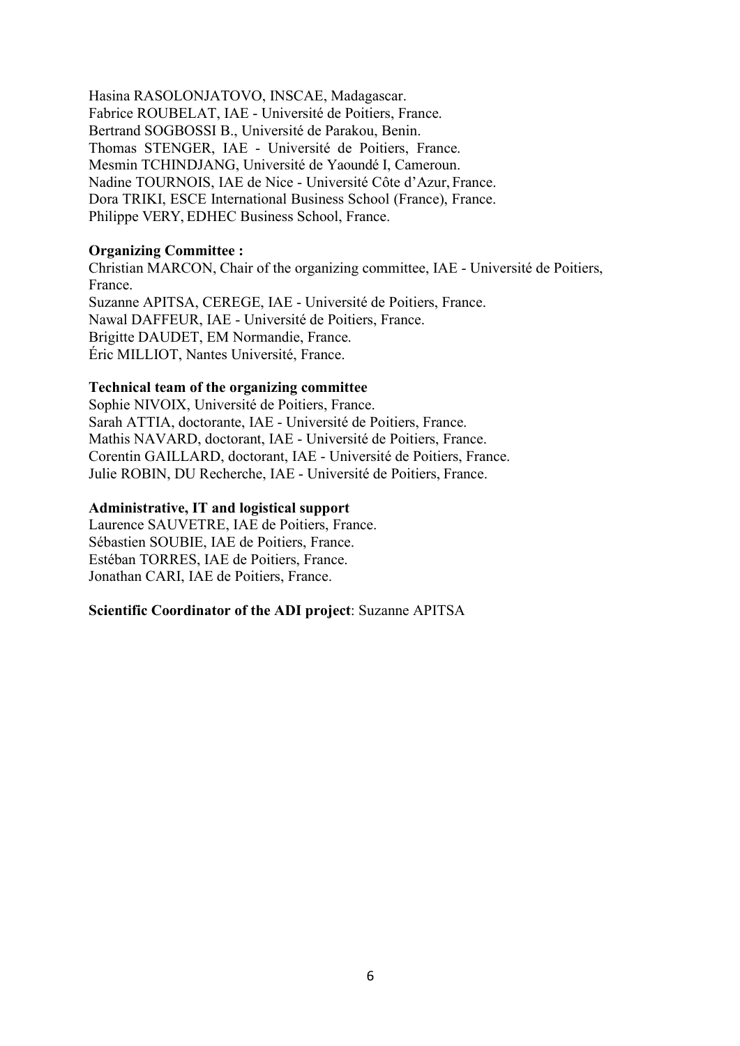Hasina RASOLONJATOVO, INSCAE, Madagascar.
Fabrice ROUBELAT, IAE - Université de Poitiers, France.
Bertrand SOGBOSSI B., Université de Parakou, Benin.
Thomas STENGER, IAE - Université de Poitiers, France.
Mesmin TCHINDJANG, Université de Yaoundé I, Cameroun.
Nadine TOURNOIS, IAE de Nice - Université Côte d'Azur, France.
Dora TRIKI, ESCE International Business School (France), France.
Philippe VERY, EDHEC Business School, France.

**Organizing Committee :**

Christian MARCON, Chair of the organizing committee, IAE - Université de Poitiers, France.
Suzanne APITSA, CEREGE, IAE - Université de Poitiers, France.
Nawal DAFFEUR, IAE - Université de Poitiers, France.
Brigitte DAUDET, EM Normandie, France.
Éric MILLIOT, Nantes Université, France.

**Technical team of the organizing committee**

Sophie NIVOIX, Université de Poitiers, France.
Sarah ATTIA, doctorante, IAE - Université de Poitiers, France.
Mathis NAVARD, doctorant, IAE - Université de Poitiers, France.
Corentin GAILLARD, doctorant, IAE - Université de Poitiers, France.
Julie ROBIN, DU Recherche, IAE - Université de Poitiers, France.

**Administrative, IT and logistical support**

Laurence SAUVETRE, IAE de Poitiers, France.
Sébastien SOUBIE, IAE de Poitiers, France.
Estéban TORRES, IAE de Poitiers, France.
Jonathan CARI, IAE de Poitiers, France.

**Scientific Coordinator of the ADI project**: Suzanne APITSA